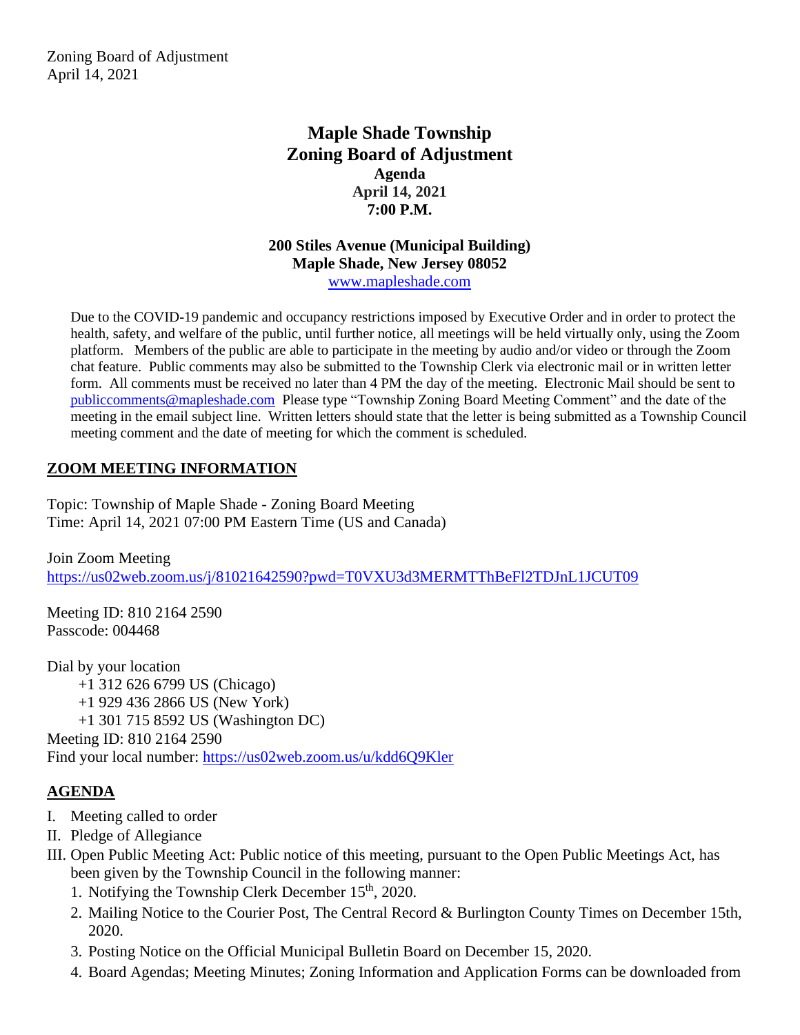# Maple Shade Township
# Zoning Board of Adjustment

**Agenda**
**April 14, 2021**
**7:00 P.M.**

**200 Stiles Avenue (Municipal Building)**
**Maple Shade, New Jersey 08052**
www.mapleshade.com

Due to the COVID-19 pandemic and occupancy restrictions imposed by Executive Order and in order to protect the health, safety, and welfare of the public, until further notice, all meetings will be held virtually only, using the Zoom platform. Members of the public are able to participate in the meeting by audio and/or video or through the Zoom chat feature. Public comments may also be submitted to the Township Clerk via electronic mail or in written letter form. All comments must be received no later than 4 PM the day of the meeting. Electronic Mail should be sent to publiccomments@mapleshade.com Please type "Township Zoning Board Meeting Comment" and the date of the meeting in the email subject line. Written letters should state that the letter is being submitted as a Township Council meeting comment and the date of meeting for which the comment is scheduled.

## ZOOM MEETING INFORMATION

Topic: Township of Maple Shade - Zoning Board Meeting
Time: April 14, 2021 07:00 PM Eastern Time (US and Canada)

Join Zoom Meeting
https://us02web.zoom.us/j/81021642590?pwd=T0VXU3d3MERMTThBeFl2TDJnL1JCUT09

Meeting ID: 810 2164 2590
Passcode: 004468

Dial by your location
+1 312 626 6799 US (Chicago)
+1 929 436 2866 US (New York)
+1 301 715 8592 US (Washington DC)
Meeting ID: 810 2164 2590
Find your local number: https://us02web.zoom.us/u/kdd6Q9Kler

## AGENDA

I. Meeting called to order
II. Pledge of Allegiance
III. Open Public Meeting Act: Public notice of this meeting, pursuant to the Open Public Meetings Act, has been given by the Township Council in the following manner:
   1. Notifying the Township Clerk December 15th, 2020.
   2. Mailing Notice to the Courier Post, The Central Record & Burlington County Times on December 15th, 2020.
   3. Posting Notice on the Official Municipal Bulletin Board on December 15, 2020.
   4. Board Agendas; Meeting Minutes; Zoning Information and Application Forms can be downloaded from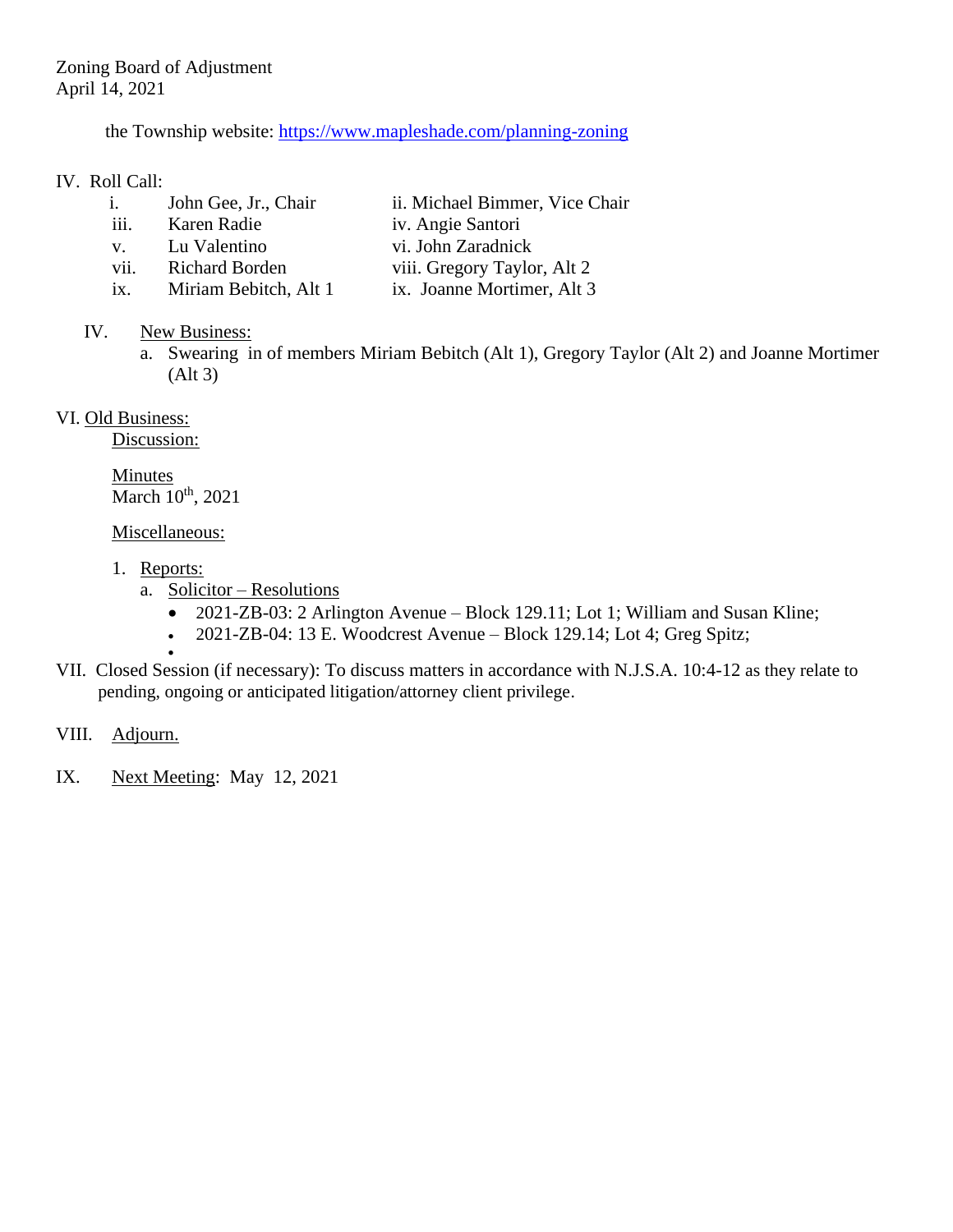Zoning Board of Adjustment
April 14, 2021

the Township website: https://www.mapleshade.com/planning-zoning

IV. Roll Call:

| | | |
|---|---|---|
| i. | John Gee, Jr., Chair | ii. Michael Bimmer, Vice Chair |
| iii. | Karen Radie | iv. Angie Santori |
| v. | Lu Valentino | vi. John Zaradnick |
| vii. | Richard Borden | viii. Gregory Taylor, Alt 2 |
| ix. | Miriam Bebitch, Alt 1 | ix. Joanne Mortimer, Alt 3 |

IV. New Business:

a. Swearing in of members Miriam Bebitch (Alt 1), Gregory Taylor (Alt 2) and Joanne Mortimer (Alt 3)

VI. Old Business:

Discussion:

Minutes
March 10th, 2021

Miscellaneous:

1. Reports:
   a. Solicitor – Resolutions
      - 2021-ZB-03: 2 Arlington Avenue – Block 129.11; Lot 1; William and Susan Kline;
      - 2021-ZB-04: 13 E. Woodcrest Avenue – Block 129.14; Lot 4; Greg Spitz;
      -

VII. Closed Session (if necessary): To discuss matters in accordance with N.J.S.A. 10:4-12 as they relate to pending, ongoing or anticipated litigation/attorney client privilege.

VIII. Adjourn.

IX. Next Meeting: May 12, 2021